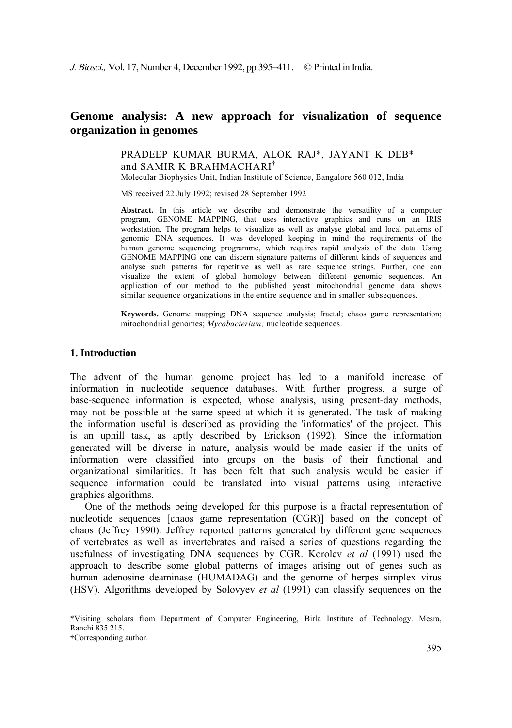# Genome analysis: A new approach for visualization of sequence organization in genomes

PRADEEP KUMAR BURMA, ALOK RAJ*, JAYANT K DEB* and SAMIR K BRAHMACHARI[†]

Molecular Biophysics Unit, Indian Institute of Science, Bangalore 560 012, India

MS received 22 July 1992; revised 28 September 1992

**Abstract.** In this article we describe and demonstrate the versatility of a computer program, GENOME MAPPING, that uses interactive graphics and runs on an IRIS workstation. The program helps to visualize as well as analyse global and local patterns of genomic DNA sequences. It was developed keeping in mind the requirements of the human genome sequencing programme, which requires rapid analysis of the data. Using GENOME MAPPING one can discern signature patterns of different kinds of sequences and analyse such patterns for repetitive as well as rare sequence strings. Further, one can visualize the extent of global homology between different genomic sequences. An application of our method to the published yeast mitochondrial genome data shows similar sequence organizations in the entire sequence and in smaller subsequences.

**Keywords.** Genome mapping; DNA sequence analysis; fractal; chaos game representation; mitochondrial genomes; *Mycobacterium;* nucleotide sequences.

## 1. Introduction

The advent of the human genome project has led to a manifold increase of information in nucleotide sequence databases. With further progress, a surge of base-sequence information is expected, whose analysis, using present-day methods, may not be possible at the same speed at which it is generated. The task of making the information useful is described as providing the 'informatics' of the project. This is an uphill task, as aptly described by Erickson (1992). Since the information generated will be diverse in nature, analysis would be made easier if the units of information were classified into groups on the basis of their functional and organizational similarities. It has been felt that such analysis would be easier if sequence information could be translated into visual patterns using interactive graphics algorithms.

One of the methods being developed for this purpose is a fractal representation of nucleotide sequences [chaos game representation (CGR)] based on the concept of chaos (Jeffrey 1990). Jeffrey reported patterns generated by different gene sequences of vertebrates as well as invertebrates and raised a series of questions regarding the usefulness of investigating DNA sequences by CGR. Korolev *et al* (1991) used the approach to describe some global patterns of images arising out of genes such as human adenosine deaminase (HUMADAG) and the genome of herpes simplex virus (HSV). Algorithms developed by Solovyev *et al* (1991) can classify sequences on the

---

*Visiting scholars from Department of Computer Engineering, Birla Institute of Technology. Mesra, Ranchi 835 215.

†Corresponding author.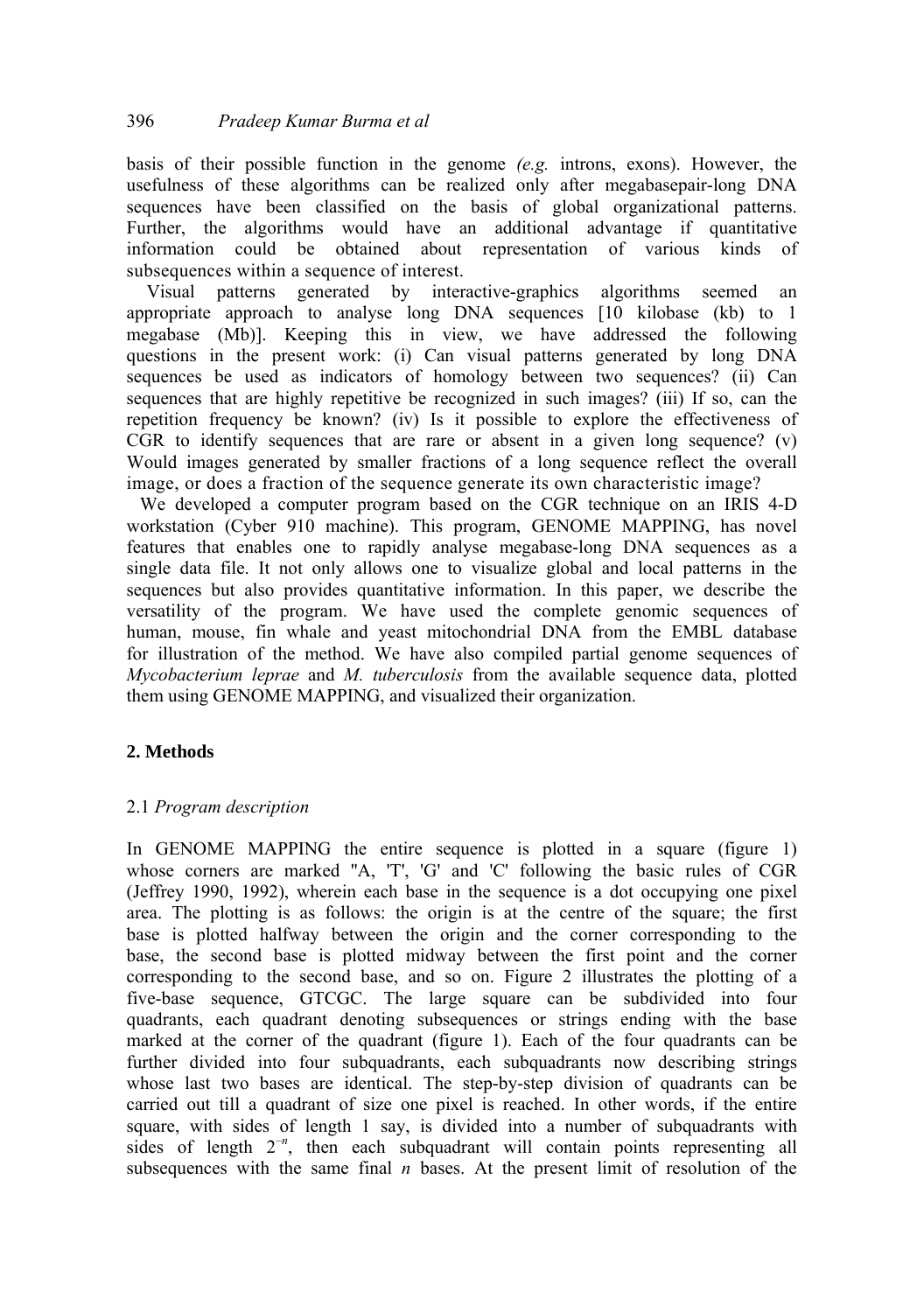basis of their possible function in the genome *(e.g.* introns, exons). However, the usefulness of these algorithms can be realized only after megabasepair-long DNA sequences have been classified on the basis of global organizational patterns. Further, the algorithms would have an additional advantage if quantitative information could be obtained about representation of various kinds of subsequences within a sequence of interest.

Visual patterns generated by interactive-graphics algorithms seemed an appropriate approach to analyse long DNA sequences [10 kilobase (kb) to 1 megabase (Mb)]. Keeping this in view, we have addressed the following questions in the present work: (i) Can visual patterns generated by long DNA sequences be used as indicators of homology between two sequences? (ii) Can sequences that are highly repetitive be recognized in such images? (iii) If so, can the repetition frequency be known? (iv) Is it possible to explore the effectiveness of CGR to identify sequences that are rare or absent in a given long sequence? (v) Would images generated by smaller fractions of a long sequence reflect the overall image, or does a fraction of the sequence generate its own characteristic image?

We developed a computer program based on the CGR technique on an IRIS 4-D workstation (Cyber 910 machine). This program, GENOME MAPPING, has novel features that enables one to rapidly analyse megabase-long DNA sequences as a single data file. It not only allows one to visualize global and local patterns in the sequences but also provides quantitative information. In this paper, we describe the versatility of the program. We have used the complete genomic sequences of human, mouse, fin whale and yeast mitochondrial DNA from the EMBL database for illustration of the method. We have also compiled partial genome sequences of *Mycobacterium leprae* and *M. tuberculosis* from the available sequence data, plotted them using GENOME MAPPING, and visualized their organization.

## 2. Methods

### 2.1 *Program description*

In GENOME MAPPING the entire sequence is plotted in a square (figure 1) whose corners are marked "A, 'T', 'G' and 'C' following the basic rules of CGR (Jeffrey 1990, 1992), wherein each base in the sequence is a dot occupying one pixel area. The plotting is as follows: the origin is at the centre of the square; the first base is plotted halfway between the origin and the corner corresponding to the base, the second base is plotted midway between the first point and the corner corresponding to the second base, and so on. Figure 2 illustrates the plotting of a five-base sequence, GTCGC. The large square can be subdivided into four quadrants, each quadrant denoting subsequences or strings ending with the base marked at the corner of the quadrant (figure 1). Each of the four quadrants can be further divided into four subquadrants, each subquadrants now describing strings whose last two bases are identical. The step-by-step division of quadrants can be carried out till a quadrant of size one pixel is reached. In other words, if the entire square, with sides of length 1 say, is divided into a number of subquadrants with sides of length $2^{-n}$, then each subquadrant will contain points representing all subsequences with the same final $n$ bases. At the present limit of resolution of the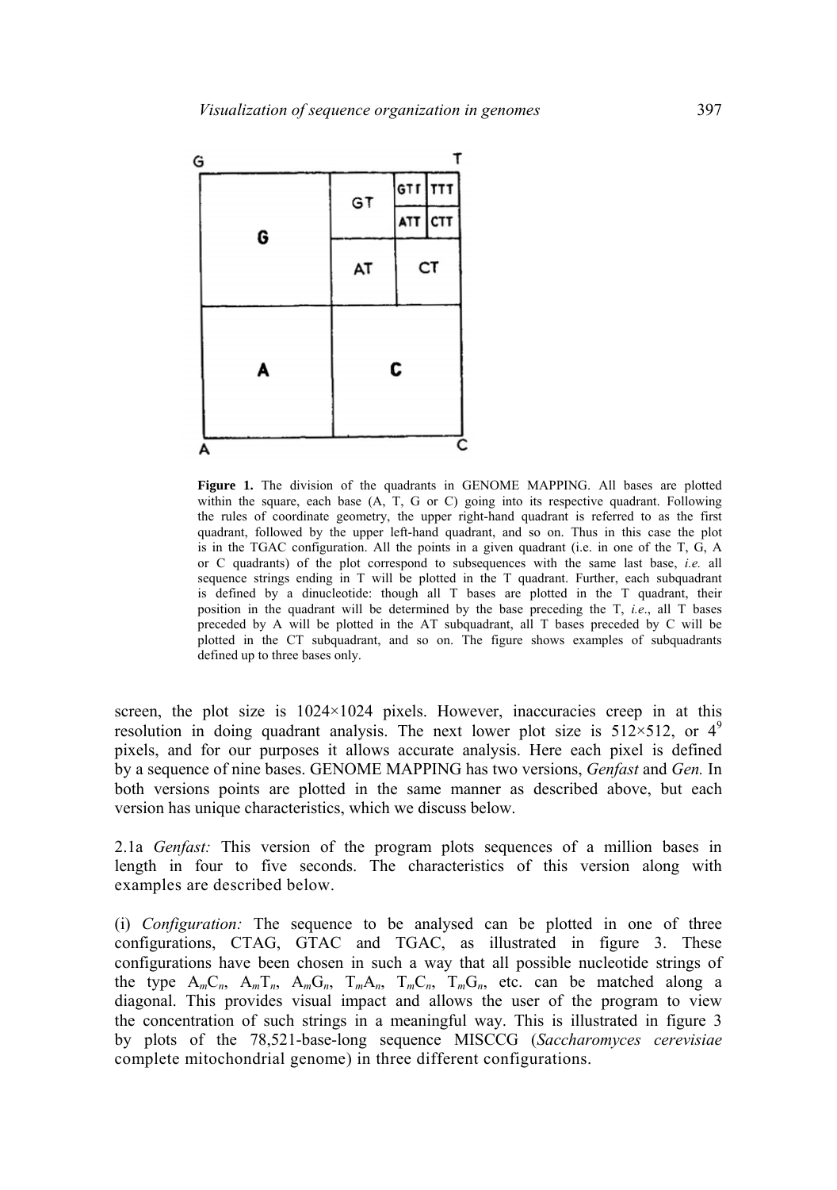**Figure 1.** The division of the quadrants in GENOME MAPPING. All bases are plotted within the square, each base (A, T, G or C) going into its respective quadrant. Following the rules of coordinate geometry, the upper right-hand quadrant is referred to as the first quadrant, followed by the upper left-hand quadrant, and so on. Thus in this case the plot is in the TGAC configuration. All the points in a given quadrant (i.e. in one of the T, G, A or C quadrants) of the plot correspond to subsequences with the same last base, *i.e.* all sequence strings ending in T will be plotted in the T quadrant. Further, each subquadrant is defined by a dinucleotide: though all T bases are plotted in the T quadrant, their position in the quadrant will be determined by the base preceding the T, *i.e*., all T bases preceded by A will be plotted in the AT subquadrant, all T bases preceded by C will be plotted in the CT subquadrant, and so on. The figure shows examples of subquadrants defined up to three bases only.

screen, the plot size is 1024×1024 pixels. However, inaccuracies creep in at this resolution in doing quadrant analysis. The next lower plot size is 512×512, or $4^9$ pixels, and for our purposes it allows accurate analysis. Here each pixel is defined by a sequence of nine bases. GENOME MAPPING has two versions, *Genfast* and *Gen.* In both versions points are plotted in the same manner as described above, but each version has unique characteristics, which we discuss below.

2.1a *Genfast:* This version of the program plots sequences of a million bases in length in four to five seconds. The characteristics of this version along with examples are described below.

(i) *Configuration:* The sequence to be analysed can be plotted in one of three configurations, CTAG, GTAC and TGAC, as illustrated in figure 3. These configurations have been chosen in such a way that all possible nucleotide strings of the type $A_mC_n$, $A_mT_n$, $A_mG_n$, $T_mA_n$, $T_mC_n$, $T_mG_n$, etc. can be matched along a diagonal. This provides visual impact and allows the user of the program to view the concentration of such strings in a meaningful way. This is illustrated in figure 3 by plots of the 78,521-base-long sequence MISCCG (*Saccharomyces cerevisiae* complete mitochondrial genome) in three different configurations.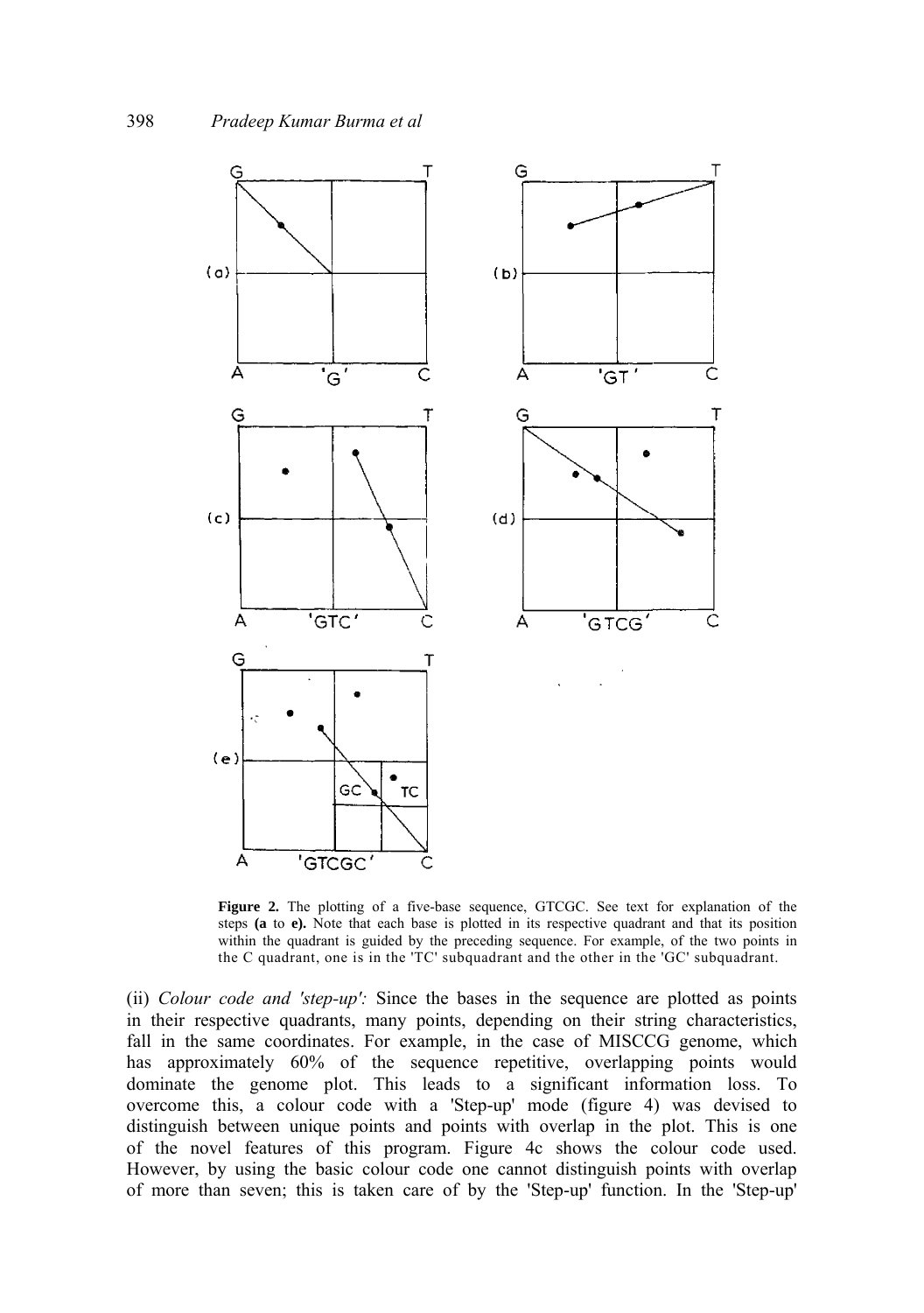**Figure 2.** The plotting of a five-base sequence, GTCGC. See text for explanation of the steps **(a** to **e).** Note that each base is plotted in its respective quadrant and that its position within the quadrant is guided by the preceding sequence. For example, of the two points in the C quadrant, one is in the 'TC' subquadrant and the other in the 'GC' subquadrant.

(ii) *Colour code and 'step-up':* Since the bases in the sequence are plotted as points in their respective quadrants, many points, depending on their string characteristics, fall in the same coordinates. For example, in the case of MISCCG genome, which has approximately 60% of the sequence repetitive, overlapping points would dominate the genome plot. This leads to a significant information loss. To overcome this, a colour code with a 'Step-up' mode (figure 4) was devised to distinguish between unique points and points with overlap in the plot. This is one of the novel features of this program. Figure 4c shows the colour code used. However, by using the basic colour code one cannot distinguish points with overlap of more than seven; this is taken care of by the 'Step-up' function. In the 'Step-up'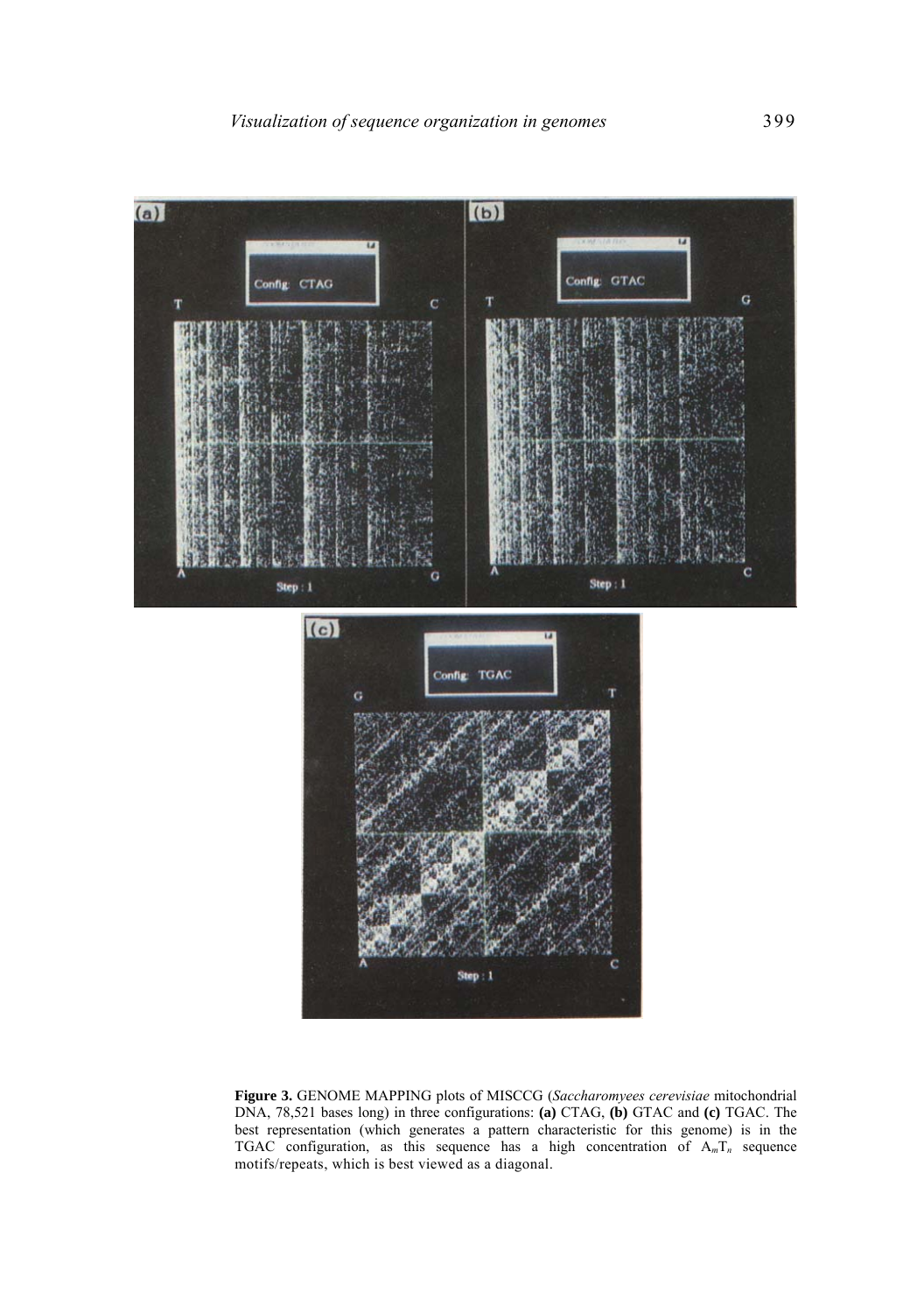**Figure 3.** GENOME MAPPING plots of MISCCG (*Saccharomyees cerevisiae* mitochondrial DNA, 78,521 bases long) in three configurations: **(a)** CTAG, **(b)** GTAC and **(c)** TGAC. The best representation (which generates a pattern characteristic for this genome) is in the TGAC configuration, as this sequence has a high concentration of $A_mT_n$ sequence motifs/repeats, which is best viewed as a diagonal.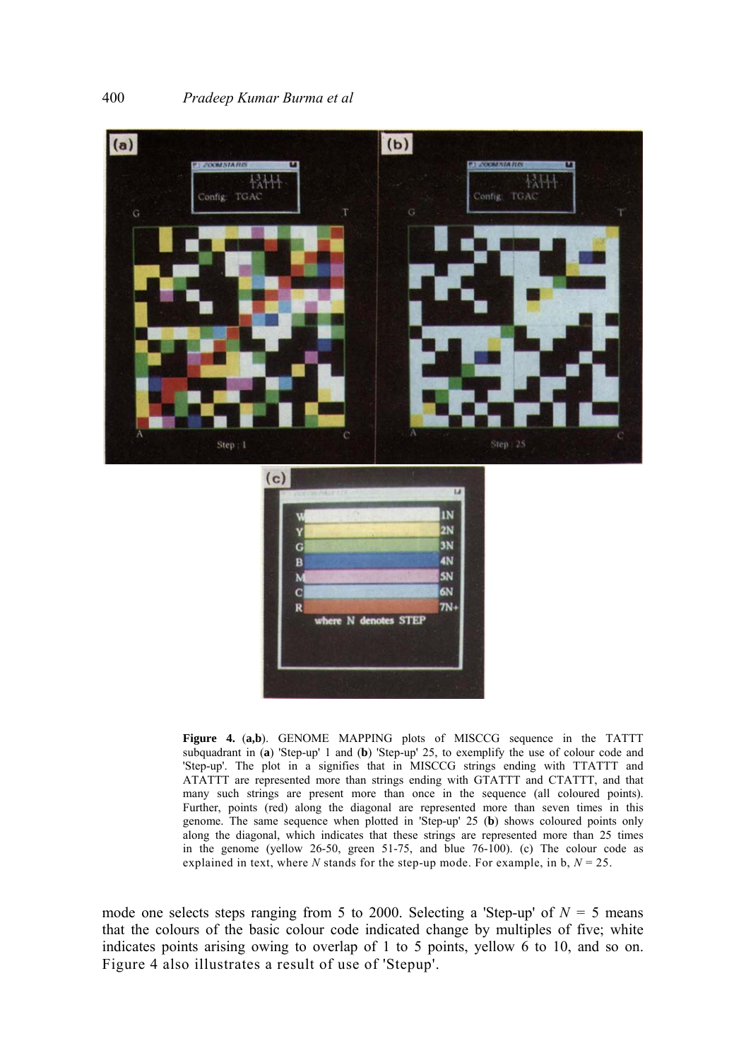**Figure 4.** (**a,b**). GENOME MAPPING plots of MISCCG sequence in the TATTT subquadrant in (**a**) 'Step-up' 1 and (**b**) 'Step-up' 25, to exemplify the use of colour code and 'Step-up'. The plot in a signifies that in MISCCG strings ending with TTATTT and ATATTT are represented more than strings ending with GTATTT and CTATTT, and that many such strings are present more than once in the sequence (all coloured points). Further, points (red) along the diagonal are represented more than seven times in this genome. The same sequence when plotted in 'Step-up' 25 (**b**) shows coloured points only along the diagonal, which indicates that these strings are represented more than 25 times in the genome (yellow 26-50, green 51-75, and blue 76-100). (c) The colour code as explained in text, where $N$ stands for the step-up mode. For example, in b, $N = 25$.

mode one selects steps ranging from 5 to 2000. Selecting a 'Step-up' of $N = 5$ means that the colours of the basic colour code indicated change by multiples of five; white indicates points arising owing to overlap of 1 to 5 points, yellow 6 to 10, and so on. Figure 4 also illustrates a result of use of 'Stepup'.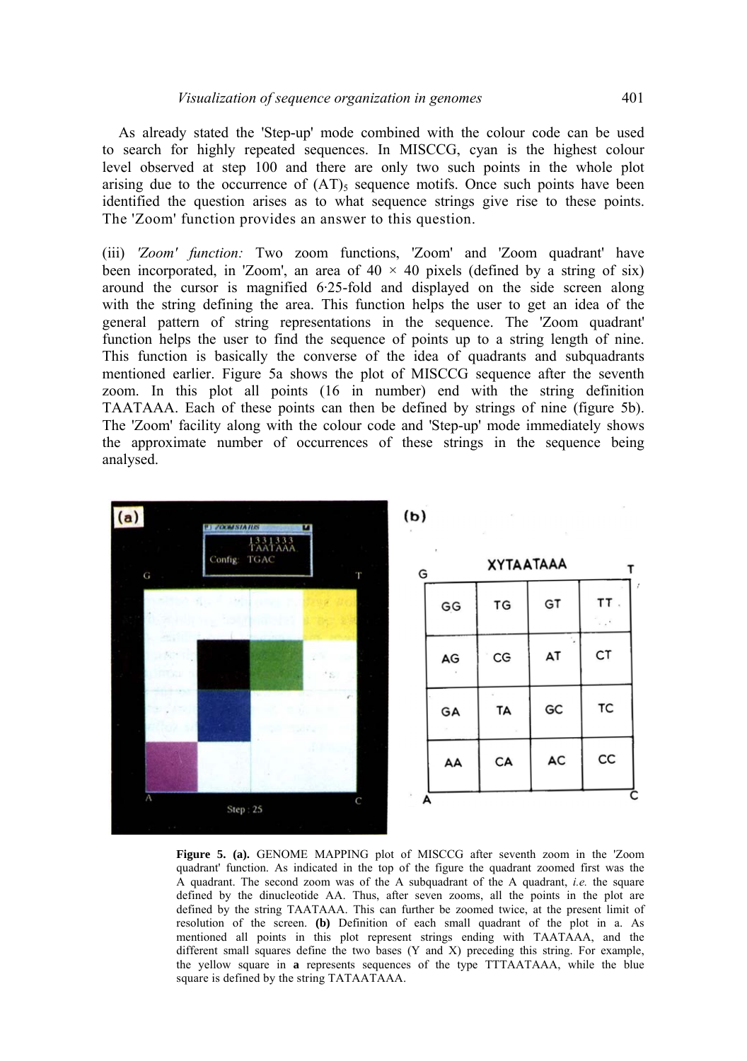As already stated the 'Step-up' mode combined with the colour code can be used to search for highly repeated sequences. In MISCCG, cyan is the highest colour level observed at step 100 and there are only two such points in the whole plot arising due to the occurrence of $(AT)_5$ sequence motifs. Once such points have been identified the question arises as to what sequence strings give rise to these points. The 'Zoom' function provides an answer to this question.

(iii) *'Zoom' function:* Two zoom functions, 'Zoom' and 'Zoom quadrant' have been incorporated, in 'Zoom', an area of $40 \times 40$ pixels (defined by a string of six) around the cursor is magnified 6·25-fold and displayed on the side screen along with the string defining the area. This function helps the user to get an idea of the general pattern of string representations in the sequence. The 'Zoom quadrant' function helps the user to find the sequence of points up to a string length of nine. This function is basically the converse of the idea of quadrants and subquadrants mentioned earlier. Figure 5a shows the plot of MISCCG sequence after the seventh zoom. In this plot all points (16 in number) end with the string definition TAATAAA. Each of these points can then be defined by strings of nine (figure 5b). The 'Zoom' facility along with the colour code and 'Step-up' mode immediately shows the approximate number of occurrences of these strings in the sequence being analysed.

(b)

XYTAATAAA

| GG | TG | GT | TT |
|---|---|---|---|
| AG | CG | AT | CT |
| GA | TA | GC | TC |
| AA | CA | AC | CC |

**Figure 5. (a).** GENOME MAPPING plot of MISCCG after seventh zoom in the 'Zoom quadrant' function. As indicated in the top of the figure the quadrant zoomed first was the A quadrant. The second zoom was of the A subquadrant of the A quadrant, *i.e.* the square defined by the dinucleotide AA. Thus, after seven zooms, all the points in the plot are defined by the string TAATAAA. This can further be zoomed twice, at the present limit of resolution of the screen. **(b)** Definition of each small quadrant of the plot in a. As mentioned all points in this plot represent strings ending with TAATAAA, and the different small squares define the two bases (Y and X) preceding this string. For example, the yellow square in **a** represents sequences of the type TTTAATAAA, while the blue square is defined by the string TATAATAAA.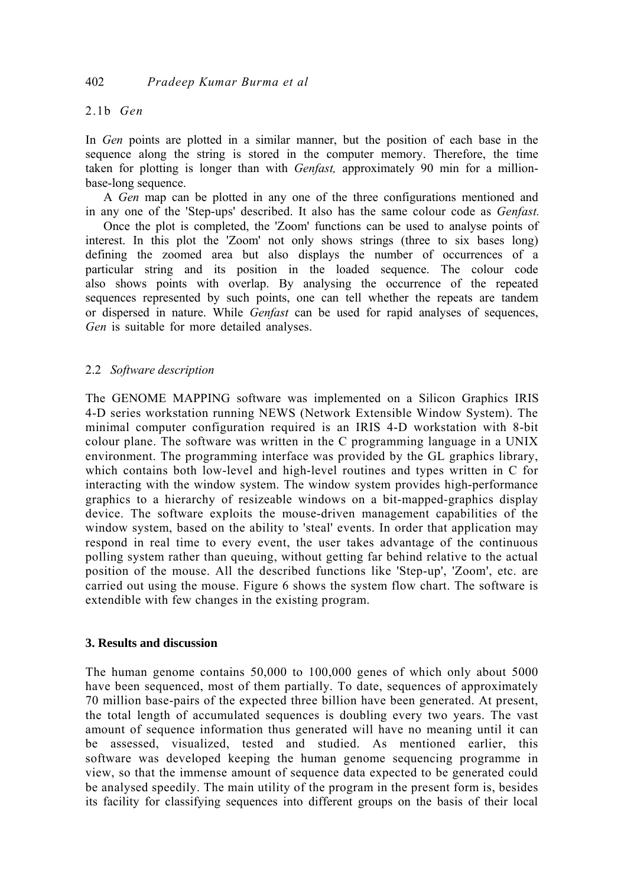### 2.1b *Gen*

In *Gen* points are plotted in a similar manner, but the position of each base in the sequence along the string is stored in the computer memory. Therefore, the time taken for plotting is longer than with *Genfast,* approximately 90 min for a million-base-long sequence.

A *Gen* map can be plotted in any one of the three configurations mentioned and in any one of the 'Step-ups' described. It also has the same colour code as *Genfast.*

Once the plot is completed, the 'Zoom' functions can be used to analyse points of interest. In this plot the 'Zoom' not only shows strings (three to six bases long) defining the zoomed area but also displays the number of occurrences of a particular string and its position in the loaded sequence. The colour code also shows points with overlap. By analysing the occurrence of the repeated sequences represented by such points, one can tell whether the repeats are tandem or dispersed in nature. While *Genfast* can be used for rapid analyses of sequences, *Gen* is suitable for more detailed analyses.

### 2.2 *Software description*

The GENOME MAPPING software was implemented on a Silicon Graphics IRIS 4-D series workstation running NEWS (Network Extensible Window System). The minimal computer configuration required is an IRIS 4-D workstation with 8-bit colour plane. The software was written in the C programming language in a UNIX environment. The programming interface was provided by the GL graphics library, which contains both low-level and high-level routines and types written in C for interacting with the window system. The window system provides high-performance graphics to a hierarchy of resizeable windows on a bit-mapped-graphics display device. The software exploits the mouse-driven management capabilities of the window system, based on the ability to 'steal' events. In order that application may respond in real time to every event, the user takes advantage of the continuous polling system rather than queuing, without getting far behind relative to the actual position of the mouse. All the described functions like 'Step-up', 'Zoom', etc. are carried out using the mouse. Figure 6 shows the system flow chart. The software is extendible with few changes in the existing program.

## 3. Results and discussion

The human genome contains 50,000 to 100,000 genes of which only about 5000 have been sequenced, most of them partially. To date, sequences of approximately 70 million base-pairs of the expected three billion have been generated. At present, the total length of accumulated sequences is doubling every two years. The vast amount of sequence information thus generated will have no meaning until it can be assessed, visualized, tested and studied. As mentioned earlier, this software was developed keeping the human genome sequencing programme in view, so that the immense amount of sequence data expected to be generated could be analysed speedily. The main utility of the program in the present form is, besides its facility for classifying sequences into different groups on the basis of their local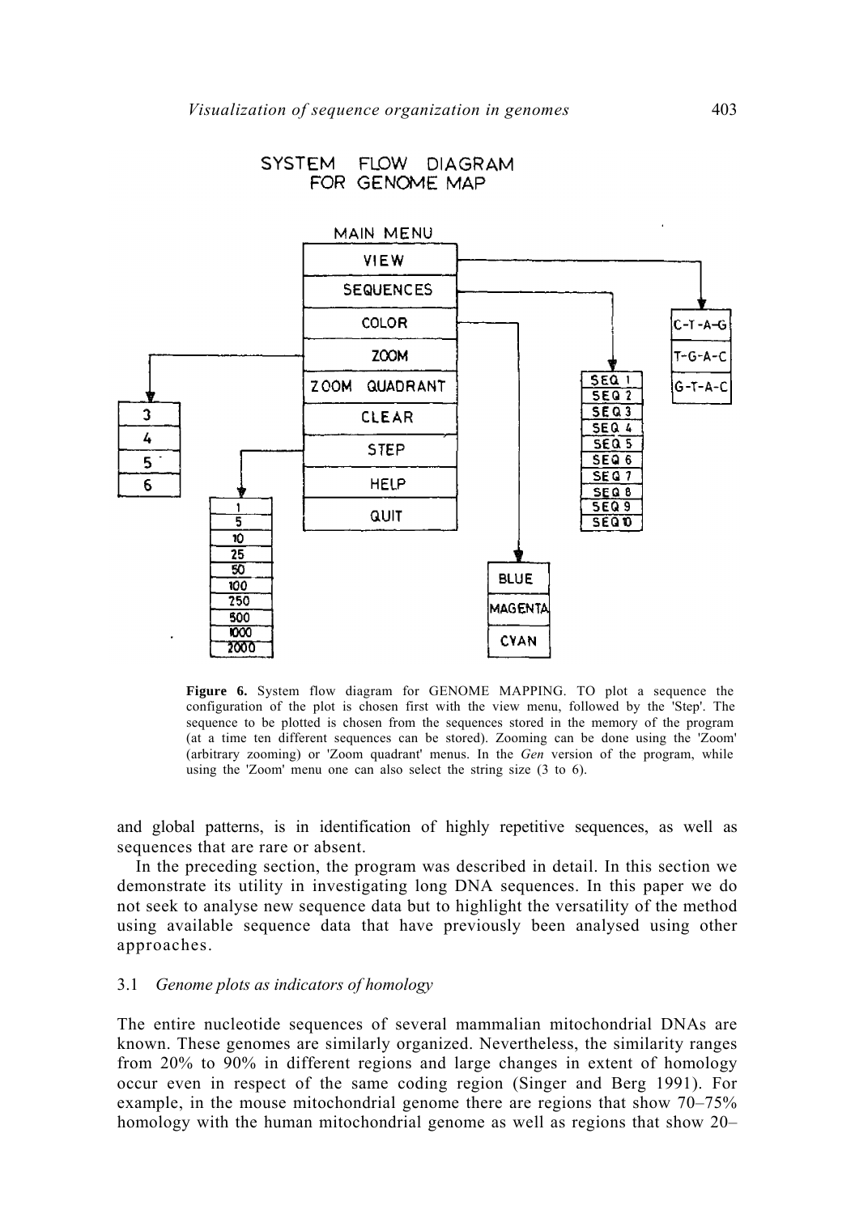SYSTEM FLOW DIAGRAM FOR GENOME MAP

MAIN MENU

| VIEW |
|---|
| SEQUENCES |
| COLOR |
| ZOOM |
| ZOOM QUADRANT |
| CLEAR |
| STEP |
| HELP |
| QUIT |

VIEW: C-T-A-G, T-G-A-C, G-T-A-C

SEQUENCES: SEQ 1, SEQ 2, SEQ 3, SEQ 4, SEQ 5, SEQ 6, SEQ 7, SEQ 8, SEQ 9, SEQ 10

COLOR: BLUE, MAGENTA, CYAN

ZOOM: 3, 4, 5, 6

STEP: 1, 5, 10, 25, 50, 100, 250, 500, 1000, 2000

**Figure 6.** System flow diagram for GENOME MAPPING. TO plot a sequence the configuration of the plot is chosen first with the view menu, followed by the 'Step'. The sequence to be plotted is chosen from the sequences stored in the memory of the program (at a time ten different sequences can be stored). Zooming can be done using the 'Zoom' (arbitrary zooming) or 'Zoom quadrant' menus. In the *Gen* version of the program, while using the 'Zoom' menu one can also select the string size (3 to 6).

and global patterns, is in identification of highly repetitive sequences, as well as sequences that are rare or absent.

In the preceding section, the program was described in detail. In this section we demonstrate its utility in investigating long DNA sequences. In this paper we do not seek to analyse new sequence data but to highlight the versatility of the method using available sequence data that have previously been analysed using other approaches.

### 3.1 *Genome plots as indicators of homology*

The entire nucleotide sequences of several mammalian mitochondrial DNAs are known. These genomes are similarly organized. Nevertheless, the similarity ranges from 20% to 90% in different regions and large changes in extent of homology occur even in respect of the same coding region (Singer and Berg 1991). For example, in the mouse mitochondrial genome there are regions that show 70–75% homology with the human mitochondrial genome as well as regions that show 20–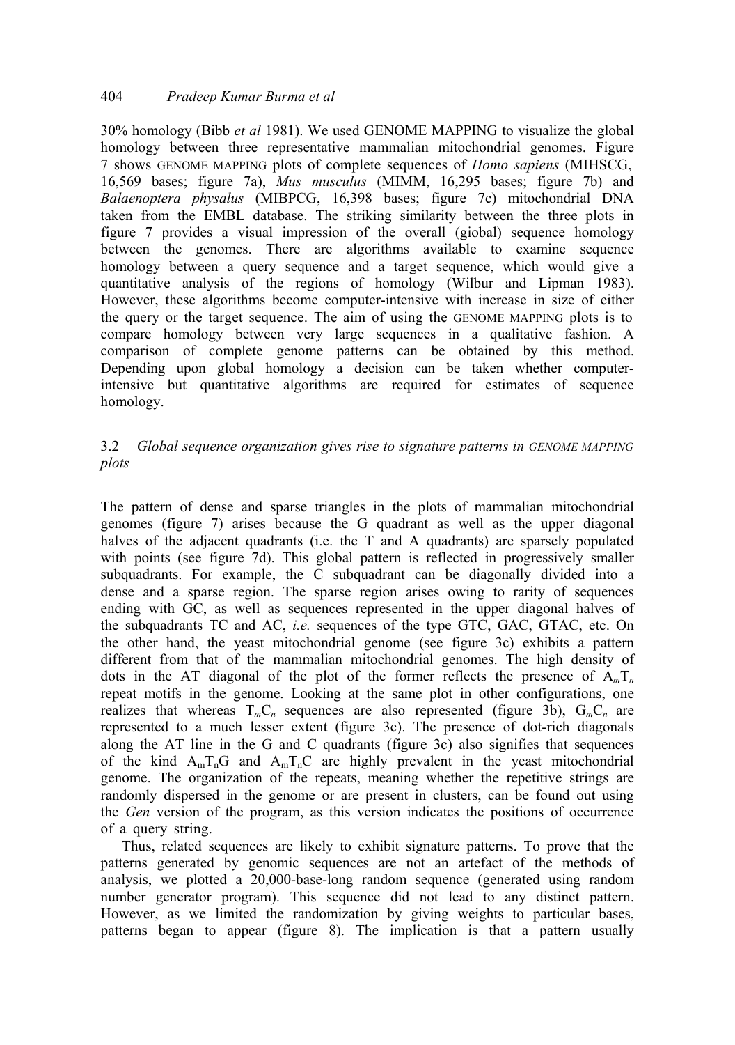30% homology (Bibb *et al* 1981). We used GENOME MAPPING to visualize the global homology between three representative mammalian mitochondrial genomes. Figure 7 shows GENOME MAPPING plots of complete sequences of *Homo sapiens* (MIHSCG, 16,569 bases; figure 7a), *Mus musculus* (MIMM, 16,295 bases; figure 7b) and *Balaenoptera physalus* (MIBPCG, 16,398 bases; figure 7c) mitochondrial DNA taken from the EMBL database. The striking similarity between the three plots in figure 7 provides a visual impression of the overall (giobal) sequence homology between the genomes. There are algorithms available to examine sequence homology between a query sequence and a target sequence, which would give a quantitative analysis of the regions of homology (Wilbur and Lipman 1983). However, these algorithms become computer-intensive with increase in size of either the query or the target sequence. The aim of using the GENOME MAPPING plots is to compare homology between very large sequences in a qualitative fashion. A comparison of complete genome patterns can be obtained by this method. Depending upon global homology a decision can be taken whether computer-intensive but quantitative algorithms are required for estimates of sequence homology.

### 3.2 *Global sequence organization gives rise to signature patterns in GENOME MAPPING plots*

The pattern of dense and sparse triangles in the plots of mammalian mitochondrial genomes (figure 7) arises because the G quadrant as well as the upper diagonal halves of the adjacent quadrants (i.e. the T and A quadrants) are sparsely populated with points (see figure 7d). This global pattern is reflected in progressively smaller subquadrants. For example, the C subquadrant can be diagonally divided into a dense and a sparse region. The sparse region arises owing to rarity of sequences ending with GC, as well as sequences represented in the upper diagonal halves of the subquadrants TC and AC, *i.e.* sequences of the type GTC, GAC, GTAC, etc. On the other hand, the yeast mitochondrial genome (see figure 3c) exhibits a pattern different from that of the mammalian mitochondrial genomes. The high density of dots in the AT diagonal of the plot of the former reflects the presence of $A_mT_n$ repeat motifs in the genome. Looking at the same plot in other configurations, one realizes that whereas $T_mC_n$ sequences are also represented (figure 3b), $G_mC_n$ are represented to a much lesser extent (figure 3c). The presence of dot-rich diagonals along the AT line in the G and C quadrants (figure 3c) also signifies that sequences of the kind $A_mT_nG$ and $A_mT_nC$ are highly prevalent in the yeast mitochondrial genome. The organization of the repeats, meaning whether the repetitive strings are randomly dispersed in the genome or are present in clusters, can be found out using the *Gen* version of the program, as this version indicates the positions of occurrence of a query string.

Thus, related sequences are likely to exhibit signature patterns. To prove that the patterns generated by genomic sequences are not an artefact of the methods of analysis, we plotted a 20,000-base-long random sequence (generated using random number generator program). This sequence did not lead to any distinct pattern. However, as we limited the randomization by giving weights to particular bases, patterns began to appear (figure 8). The implication is that a pattern usually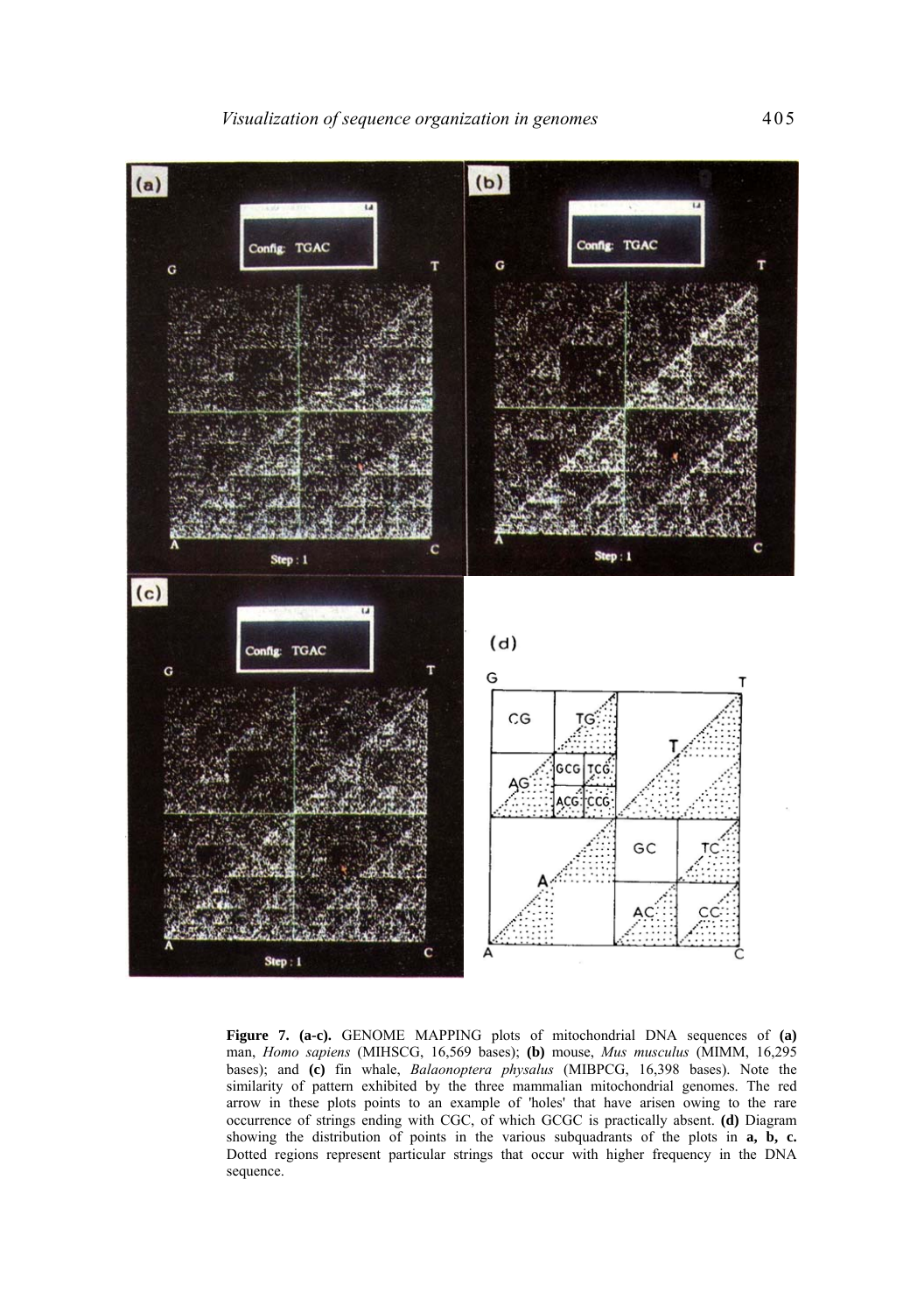**Figure 7. (a-c).** GENOME MAPPING plots of mitochondrial DNA sequences of **(a)** man, *Homo sapiens* (MIHSCG, 16,569 bases); **(b)** mouse, *Mus musculus* (MIMM, 16,295 bases); and **(c)** fin whale, *Balaonoptera physalus* (MIBPCG, 16,398 bases). Note the similarity of pattern exhibited by the three mammalian mitochondrial genomes. The red arrow in these plots points to an example of 'holes' that have arisen owing to the rare occurrence of strings ending with CGC, of which GCGC is practically absent. **(d)** Diagram showing the distribution of points in the various subquadrants of the plots in **a, b, c.** Dotted regions represent particular strings that occur with higher frequency in the DNA sequence.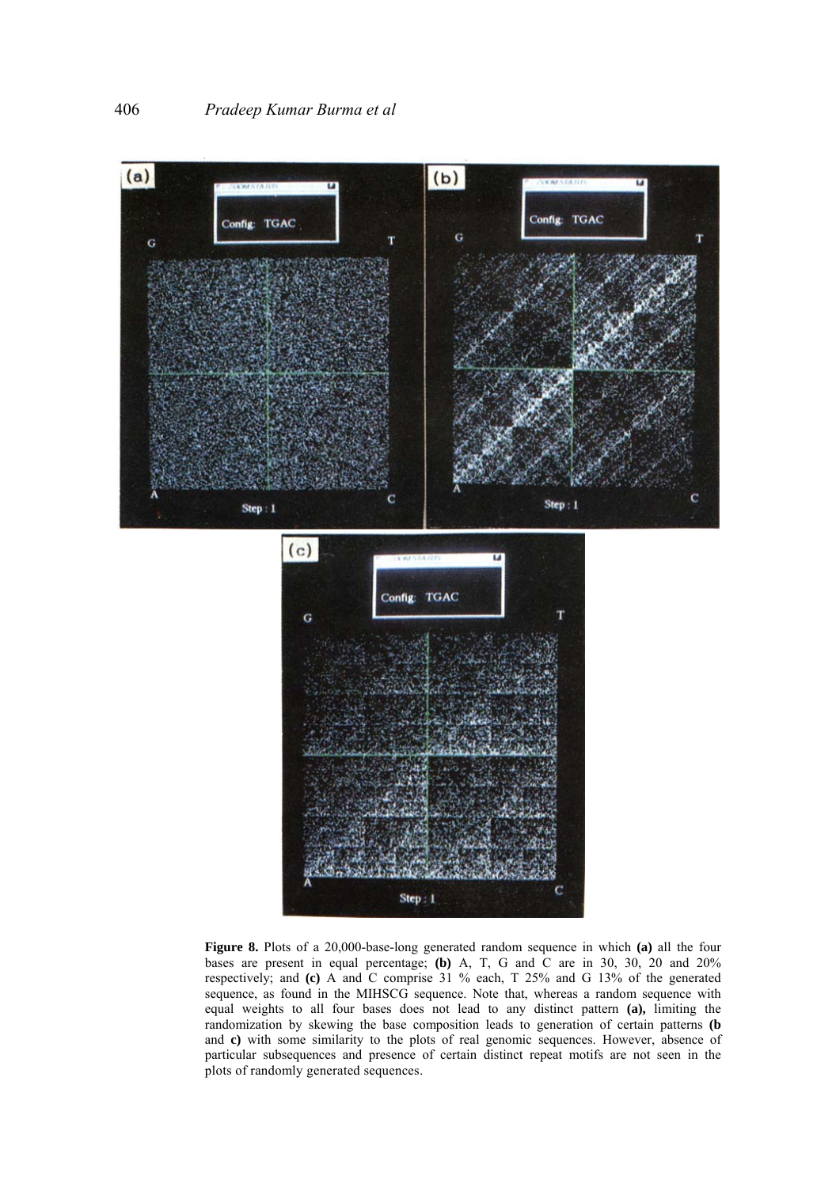**Figure 8.** Plots of a 20,000-base-long generated random sequence in which **(a)** all the four bases are present in equal percentage; **(b)** A, T, G and C are in 30, 30, 20 and 20% respectively; and **(c)** A and C comprise 31 % each, T 25% and G 13% of the generated sequence, as found in the MIHSCG sequence. Note that, whereas a random sequence with equal weights to all four bases does not lead to any distinct pattern **(a),** limiting the randomization by skewing the base composition leads to generation of certain patterns **(b** and **c)** with some similarity to the plots of real genomic sequences. However, absence of particular subsequences and presence of certain distinct repeat motifs are not seen in the plots of randomly generated sequences.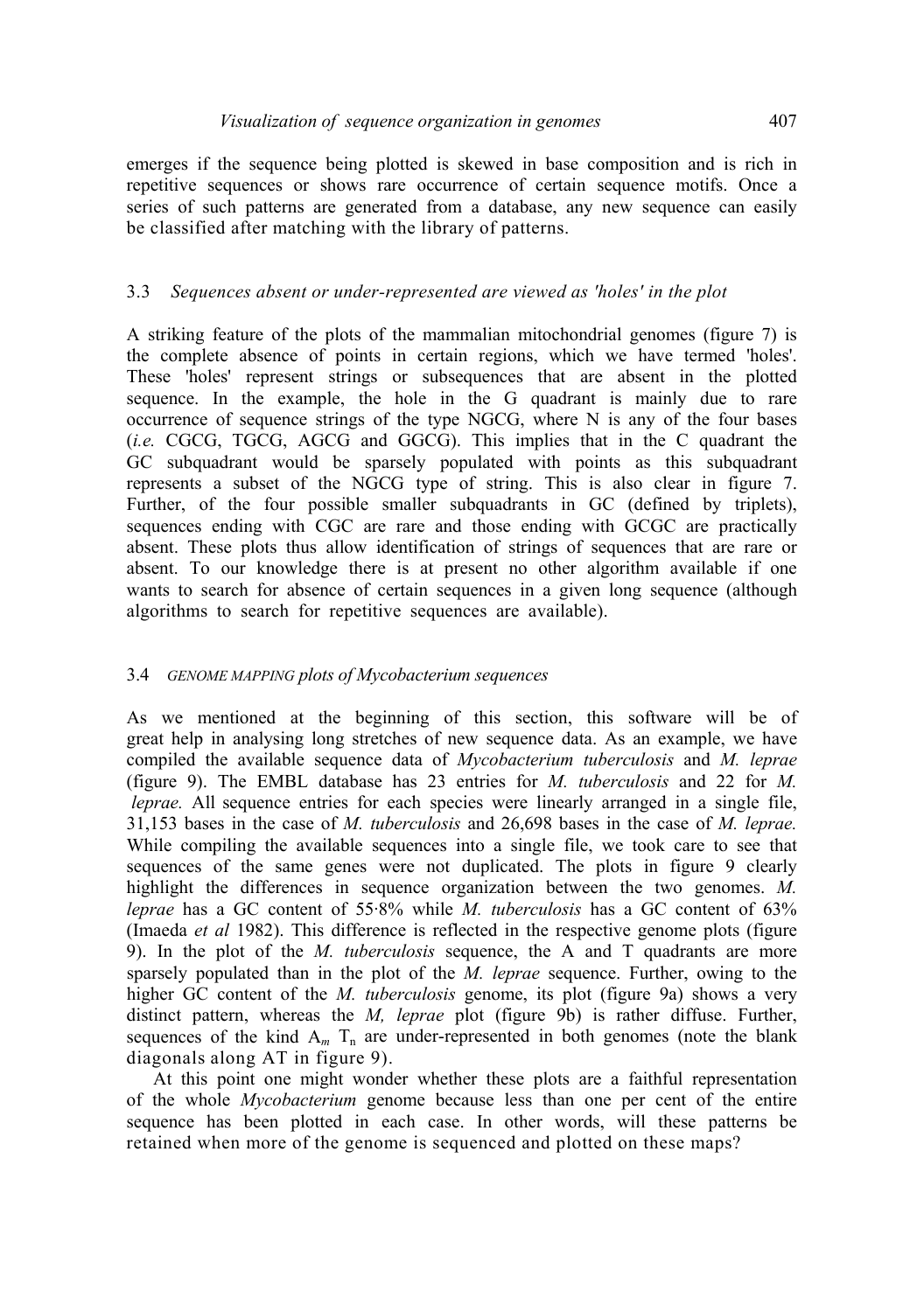emerges if the sequence being plotted is skewed in base composition and is rich in repetitive sequences or shows rare occurrence of certain sequence motifs. Once a series of such patterns are generated from a database, any new sequence can easily be classified after matching with the library of patterns.

### 3.3 *Sequences absent or under-represented are viewed as 'holes' in the plot*

A striking feature of the plots of the mammalian mitochondrial genomes (figure 7) is the complete absence of points in certain regions, which we have termed 'holes'. These 'holes' represent strings or subsequences that are absent in the plotted sequence. In the example, the hole in the G quadrant is mainly due to rare occurrence of sequence strings of the type NGCG, where N is any of the four bases (*i.e.* CGCG, TGCG, AGCG and GGCG). This implies that in the C quadrant the GC subquadrant would be sparsely populated with points as this subquadrant represents a subset of the NGCG type of string. This is also clear in figure 7. Further, of the four possible smaller subquadrants in GC (defined by triplets), sequences ending with CGC are rare and those ending with GCGC are practically absent. These plots thus allow identification of strings of sequences that are rare or absent. To our knowledge there is at present no other algorithm available if one wants to search for absence of certain sequences in a given long sequence (although algorithms to search for repetitive sequences are available).

### 3.4 GENOME MAPPING *plots of Mycobacterium sequences*

As we mentioned at the beginning of this section, this software will be of great help in analysing long stretches of new sequence data. As an example, we have compiled the available sequence data of *Mycobacterium tuberculosis* and *M. leprae* (figure 9). The EMBL database has 23 entries for *M. tuberculosis* and 22 for *M. leprae.* All sequence entries for each species were linearly arranged in a single file, 31,153 bases in the case of *M. tuberculosis* and 26,698 bases in the case of *M. leprae.* While compiling the available sequences into a single file, we took care to see that sequences of the same genes were not duplicated. The plots in figure 9 clearly highlight the differences in sequence organization between the two genomes. *M. leprae* has a GC content of 55·8% while *M. tuberculosis* has a GC content of 63% (Imaeda *et al* 1982). This difference is reflected in the respective genome plots (figure 9). In the plot of the *M. tuberculosis* sequence, the A and T quadrants are more sparsely populated than in the plot of the *M. leprae* sequence. Further, owing to the higher GC content of the *M. tuberculosis* genome, its plot (figure 9a) shows a very distinct pattern, whereas the *M, leprae* plot (figure 9b) is rather diffuse. Further, sequences of the kind $A_m$ $T_n$ are under-represented in both genomes (note the blank diagonals along AT in figure 9).

At this point one might wonder whether these plots are a faithful representation of the whole *Mycobacterium* genome because less than one per cent of the entire sequence has been plotted in each case. In other words, will these patterns be retained when more of the genome is sequenced and plotted on these maps?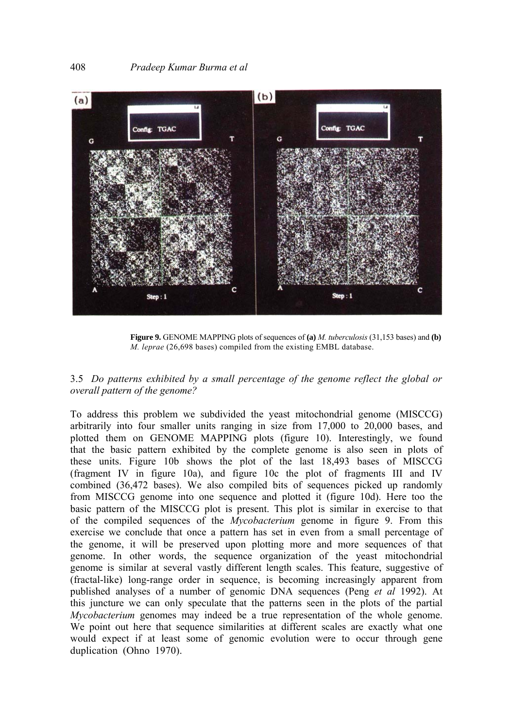**Figure 9.** GENOME MAPPING plots of sequences of **(a)** *M. tuberculosis* (31,153 bases) and **(b)** *M. leprae* (26,698 bases) compiled from the existing EMBL database.

### 3.5 *Do patterns exhibited by a small percentage of the genome reflect the global or overall pattern of the genome?*

To address this problem we subdivided the yeast mitochondrial genome (MISCCG) arbitrarily into four smaller units ranging in size from 17,000 to 20,000 bases, and plotted them on GENOME MAPPING plots (figure 10). Interestingly, we found that the basic pattern exhibited by the complete genome is also seen in plots of these units. Figure 10b shows the plot of the last 18,493 bases of MISCCG (fragment IV in figure 10a), and figure 10c the plot of fragments III and IV combined (36,472 bases). We also compiled bits of sequences picked up randomly from MISCCG genome into one sequence and plotted it (figure 10d). Here too the basic pattern of the MISCCG plot is present. This plot is similar in exercise to that of the compiled sequences of the *Mycobacterium* genome in figure 9. From this exercise we conclude that once a pattern has set in even from a small percentage of the genome, it will be preserved upon plotting more and more sequences of that genome. In other words, the sequence organization of the yeast mitochondrial genome is similar at several vastly different length scales. This feature, suggestive of (fractal-like) long-range order in sequence, is becoming increasingly apparent from published analyses of a number of genomic DNA sequences (Peng *et al* 1992). At this juncture we can only speculate that the patterns seen in the plots of the partial *Mycobacterium* genomes may indeed be a true representation of the whole genome. We point out here that sequence similarities at different scales are exactly what one would expect if at least some of genomic evolution were to occur through gene duplication (Ohno 1970).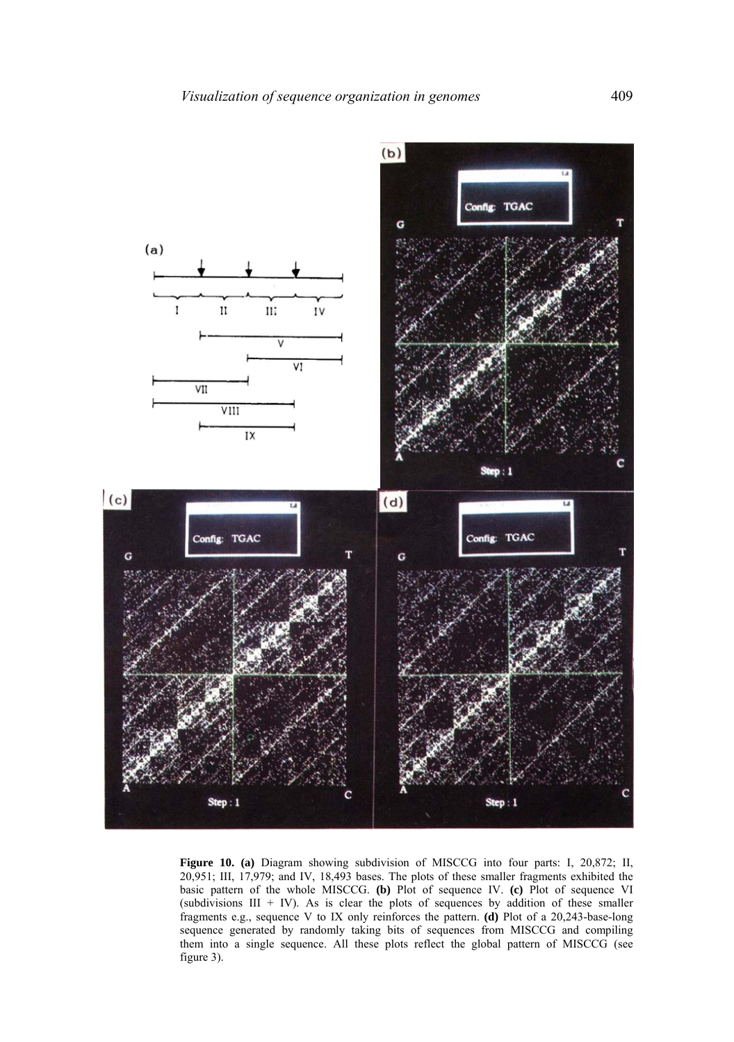**Figure 10.** **(a)** Diagram showing subdivision of MISCCG into four parts: I, 20,872; II, 20,951; III, 17,979; and IV, 18,493 bases. The plots of these smaller fragments exhibited the basic pattern of the whole MISCCG. **(b)** Plot of sequence IV. **(c)** Plot of sequence VI (subdivisions III + IV). As is clear the plots of sequences by addition of these smaller fragments e.g., sequence V to IX only reinforces the pattern. **(d)** Plot of a 20,243-base-long sequence generated by randomly taking bits of sequences from MISCCG and compiling them into a single sequence. All these plots reflect the global pattern of MISCCG (see figure 3).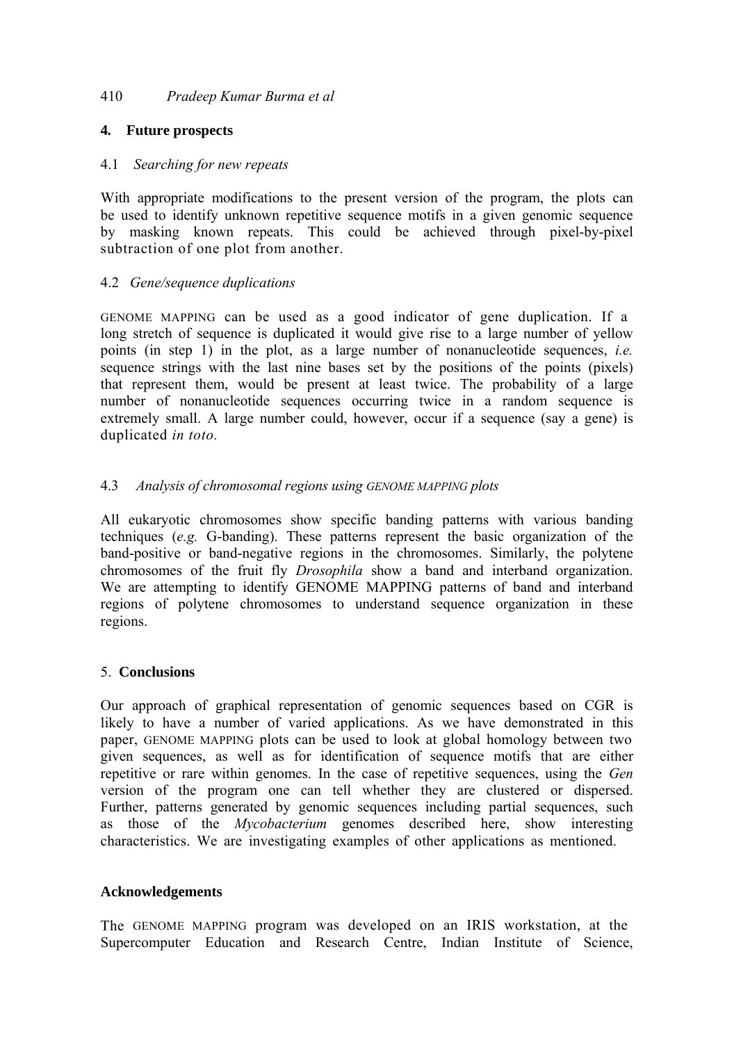## 4. Future prospects

### 4.1 *Searching for new repeats*

With appropriate modifications to the present version of the program, the plots can be used to identify unknown repetitive sequence motifs in a given genomic sequence by masking known repeats. This could be achieved through pixel-by-pixel subtraction of one plot from another.

### 4.2 *Gene/sequence duplications*

GENOME MAPPING can be used as a good indicator of gene duplication. If a long stretch of sequence is duplicated it would give rise to a large number of yellow points (in step 1) in the plot, as a large number of nonanucleotide sequences, *i.e.* sequence strings with the last nine bases set by the positions of the points (pixels) that represent them, would be present at least twice. The probability of a large number of nonanucleotide sequences occurring twice in a random sequence is extremely small. A large number could, however, occur if a sequence (say a gene) is duplicated *in toto*.

### 4.3 *Analysis of chromosomal regions using GENOME MAPPING plots*

All eukaryotic chromosomes show specific banding patterns with various banding techniques (*e.g.* G-banding). These patterns represent the basic organization of the band-positive or band-negative regions in the chromosomes. Similarly, the polytene chromosomes of the fruit fly *Drosophila* show a band and interband organization. We are attempting to identify GENOME MAPPING patterns of band and interband regions of polytene chromosomes to understand sequence organization in these regions.

## 5. Conclusions

Our approach of graphical representation of genomic sequences based on CGR is likely to have a number of varied applications. As we have demonstrated in this paper, GENOME MAPPING plots can be used to look at global homology between two given sequences, as well as for identification of sequence motifs that are either repetitive or rare within genomes. In the case of repetitive sequences, using the *Gen* version of the program one can tell whether they are clustered or dispersed. Further, patterns generated by genomic sequences including partial sequences, such as those of the *Mycobacterium* genomes described here, show interesting characteristics. We are investigating examples of other applications as mentioned.

## Acknowledgements

The GENOME MAPPING program was developed on an IRIS workstation, at the Supercomputer Education and Research Centre, Indian Institute of Science,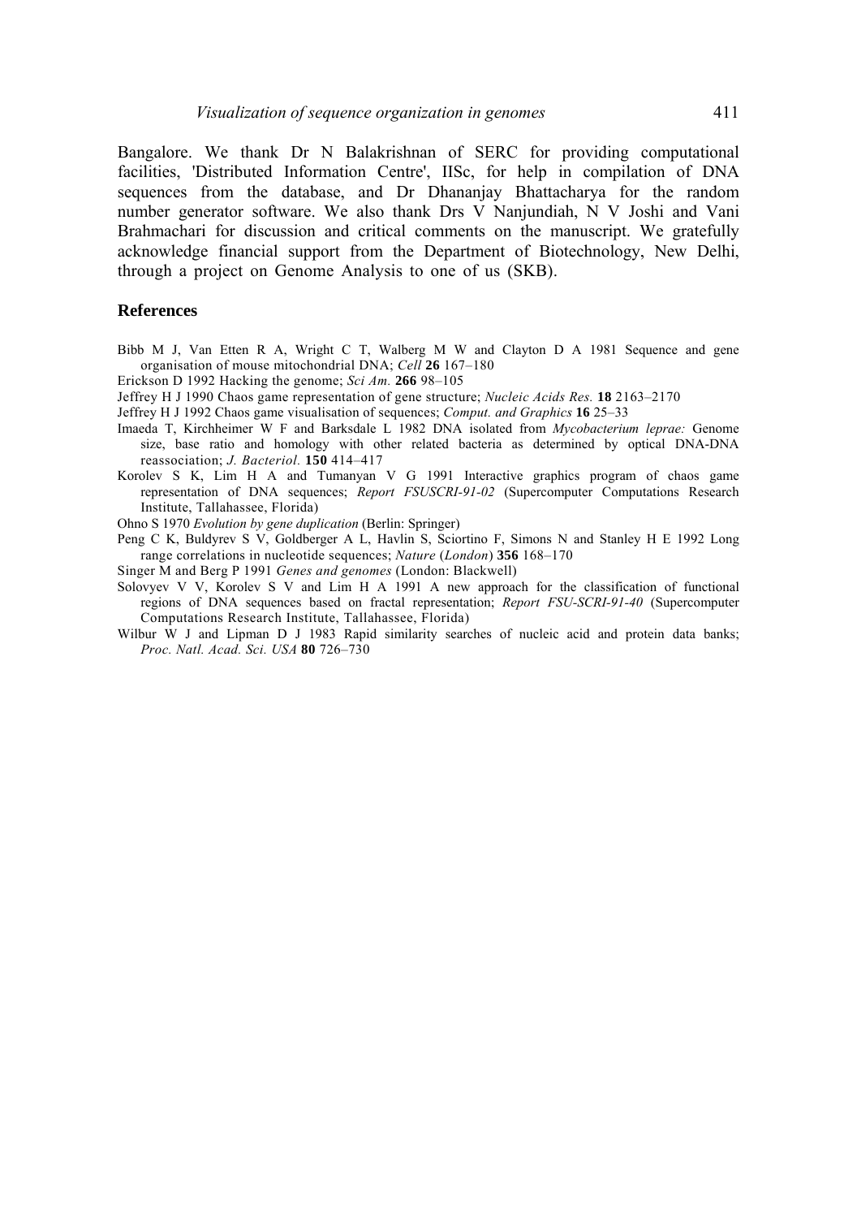Bangalore. We thank Dr N Balakrishnan of SERC for providing computational facilities, 'Distributed Information Centre', IISc, for help in compilation of DNA sequences from the database, and Dr Dhananjay Bhattacharya for the random number generator software. We also thank Drs V Nanjundiah, N V Joshi and Vani Brahmachari for discussion and critical comments on the manuscript. We gratefully acknowledge financial support from the Department of Biotechnology, New Delhi, through a project on Genome Analysis to one of us (SKB).

## References

Bibb M J, Van Etten R A, Wright C T, Walberg M W and Clayton D A 1981 Sequence and gene organisation of mouse mitochondrial DNA; *Cell* **26** 167–180

Erickson D 1992 Hacking the genome; *Sci Am.* **266** 98–105

Jeffrey H J 1990 Chaos game representation of gene structure; *Nucleic Acids Res.* **18** 2163–2170

Jeffrey H J 1992 Chaos game visualisation of sequences; *Comput. and Graphics* **16** 25–33

Imaeda T, Kirchheimer W F and Barksdale L 1982 DNA isolated from *Mycobacterium leprae:* Genome size, base ratio and homology with other related bacteria as determined by optical DNA-DNA reassociation; *J. Bacteriol.* **150** 414–417

Korolev S K, Lim H A and Tumanyan V G 1991 Interactive graphics program of chaos game representation of DNA sequences; *Report FSUSCRI-91-02* (Supercomputer Computations Research Institute, Tallahassee, Florida)

Ohno S 1970 *Evolution by gene duplication* (Berlin: Springer)

Peng C K, Buldyrev S V, Goldberger A L, Havlin S, Sciortino F, Simons N and Stanley H E 1992 Long range correlations in nucleotide sequences; *Nature* (*London*) **356** 168–170

Singer M and Berg P 1991 *Genes and genomes* (London: Blackwell)

Solovyev V V, Korolev S V and Lim H A 1991 A new approach for the classification of functional regions of DNA sequences based on fractal representation; *Report FSU-SCRI-91-40* (Supercomputer Computations Research Institute, Tallahassee, Florida)

Wilbur W J and Lipman D J 1983 Rapid similarity searches of nucleic acid and protein data banks; *Proc. Natl. Acad. Sci. USA* **80** 726–730